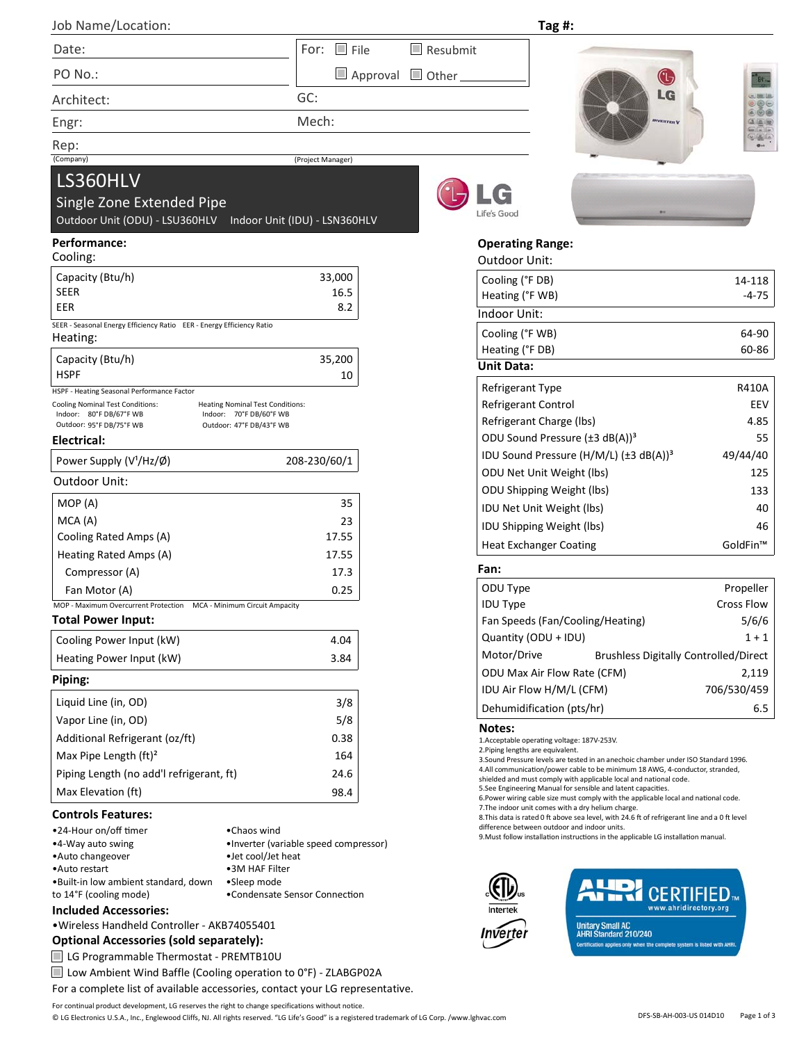Job Name/Location: | Tag #:

| | |
|---|---|
| Date: | For: ☐ File ☐ Resubmit |
| PO No.: | ☐ Approval ☐ Other ________ |
| Architect: | GC: |
| Engr: | Mech: |
| Rep: (Company) | (Project Manager) |

# LS360HLV

## Single Zone Extended Pipe

Outdoor Unit (ODU) - LSU360HLV  Indoor Unit (IDU) - LSN360HLV

LG Life's Good

### Performance:

Cooling:

| | |
|---|---|
| Capacity (Btu/h) | 33,000 |
| SEER | 16.5 |
| EER | 8.2 |

SEER - Seasonal Energy Efficiency Ratio  EER - Energy Efficiency Ratio

Heating:

| | |
|---|---|
| Capacity (Btu/h) | 35,200 |
| HSPF | 10 |

HSPF - Heating Seasonal Performance Factor

Cooling Nominal Test Conditions:
Indoor: 80°F DB/67°F WB
Outdoor: 95°F DB/75°F WB

Heating Nominal Test Conditions:
Indoor: 70°F DB/60°F WB
Outdoor: 47°F DB/43°F WB

### Electrical:

| | |
|---|---|
| Power Supply (V[1]/Hz/Ø) | 208-230/60/1 |

Outdoor Unit:

| | |
|---|---|
| MOP (A) | 35 |
| MCA (A) | 23 |
| Cooling Rated Amps (A) | 17.55 |
| Heating Rated Amps (A) | 17.55 |
| Compressor (A) | 17.3 |
| Fan Motor (A) | 0.25 |

MOP - Maximum Overcurrent Protection  MCA - Minimum Circuit Ampacity

### Total Power Input:

| | |
|---|---|
| Cooling Power Input (kW) | 4.04 |
| Heating Power Input (kW) | 3.84 |

### Piping:

| | |
|---|---|
| Liquid Line (in, OD) | 3/8 |
| Vapor Line (in, OD) | 5/8 |
| Additional Refrigerant (oz/ft) | 0.38 |
| Max Pipe Length (ft)[2] | 164 |
| Piping Length (no add'l refrigerant, ft) | 24.6 |
| Max Elevation (ft) | 98.4 |

### Controls Features:

- 24-Hour on/off timer
- 4-Way auto swing
- Auto changeover
- Auto restart
- Built-in low ambient standard, down to 14°F (cooling mode)
- Chaos wind
- Inverter (variable speed compressor)
- Jet cool/Jet heat
- 3M HAF Filter
- Sleep mode
- Condensate Sensor Connection

### Included Accessories:

- Wireless Handheld Controller - AKB74055401

### Optional Accessories (sold separately):

- ☐ LG Programmable Thermostat - PREMTB10U
- ☐ Low Ambient Wind Baffle (Cooling operation to 0°F) - ZLABGP02A

For a complete list of available accessories, contact your LG representative.

### Operating Range:

Outdoor Unit:

| | |
|---|---|
| Cooling (°F DB) | 14-118 |
| Heating (°F WB) | -4-75 |

Indoor Unit:

| | |
|---|---|
| Cooling (°F WB) | 64-90 |
| Heating (°F DB) | 60-86 |

### Unit Data:

| | |
|---|---|
| Refrigerant Type | R410A |
| Refrigerant Control | EEV |
| Refrigerant Charge (lbs) | 4.85 |
| ODU Sound Pressure (±3 dB(A))[3] | 55 |
| IDU Sound Pressure (H/M/L) (±3 dB(A))[3] | 49/44/40 |
| ODU Net Unit Weight (lbs) | 125 |
| ODU Shipping Weight (lbs) | 133 |
| IDU Net Unit Weight (lbs) | 40 |
| IDU Shipping Weight (lbs) | 46 |
| Heat Exchanger Coating | GoldFin™ |

### Fan:

| | |
|---|---|
| ODU Type | Propeller |
| IDU Type | Cross Flow |
| Fan Speeds (Fan/Cooling/Heating) | 5/6/6 |
| Quantity (ODU + IDU) | 1 + 1 |
| Motor/Drive | Brushless Digitally Controlled/Direct |
| ODU Max Air Flow Rate (CFM) | 2,119 |
| IDU Air Flow H/M/L (CFM) | 706/530/459 |
| Dehumidification (pts/hr) | 6.5 |

### Notes:

1. Acceptable operating voltage: 187V-253V.
2. Piping lengths are equivalent.
3. Sound Pressure levels are tested in an anechoic chamber under ISO Standard 1996.
4. All communication/power cable to be minimum 18 AWG, 4-conductor, stranded, shielded and must comply with applicable local and national code.
5. See Engineering Manual for sensible and latent capacities.
6. Power wiring cable size must comply with the applicable local and national code.
7. The indoor unit comes with a dry helium charge.
8. This data is rated 0 ft above sea level, with 24.6 ft of refrigerant line and a 0 ft level difference between outdoor and indoor units.
9. Must follow installation instructions in the applicable LG installation manual.

ETL Intertek | Inverter | AHRI CERTIFIED™ www.ahridirectory.org — Unitary Small AC AHRI Standard 210/240. Certification applies only when the complete system is listed with AHRI.

For continual product development, LG reserves the right to change specifications without notice.

© LG Electronics U.S.A., Inc., Englewood Cliffs, NJ. All rights reserved. "LG Life's Good" is a registered trademark of LG Corp. /www.lghvac.com

DFS-SB-AH-003-US 014D10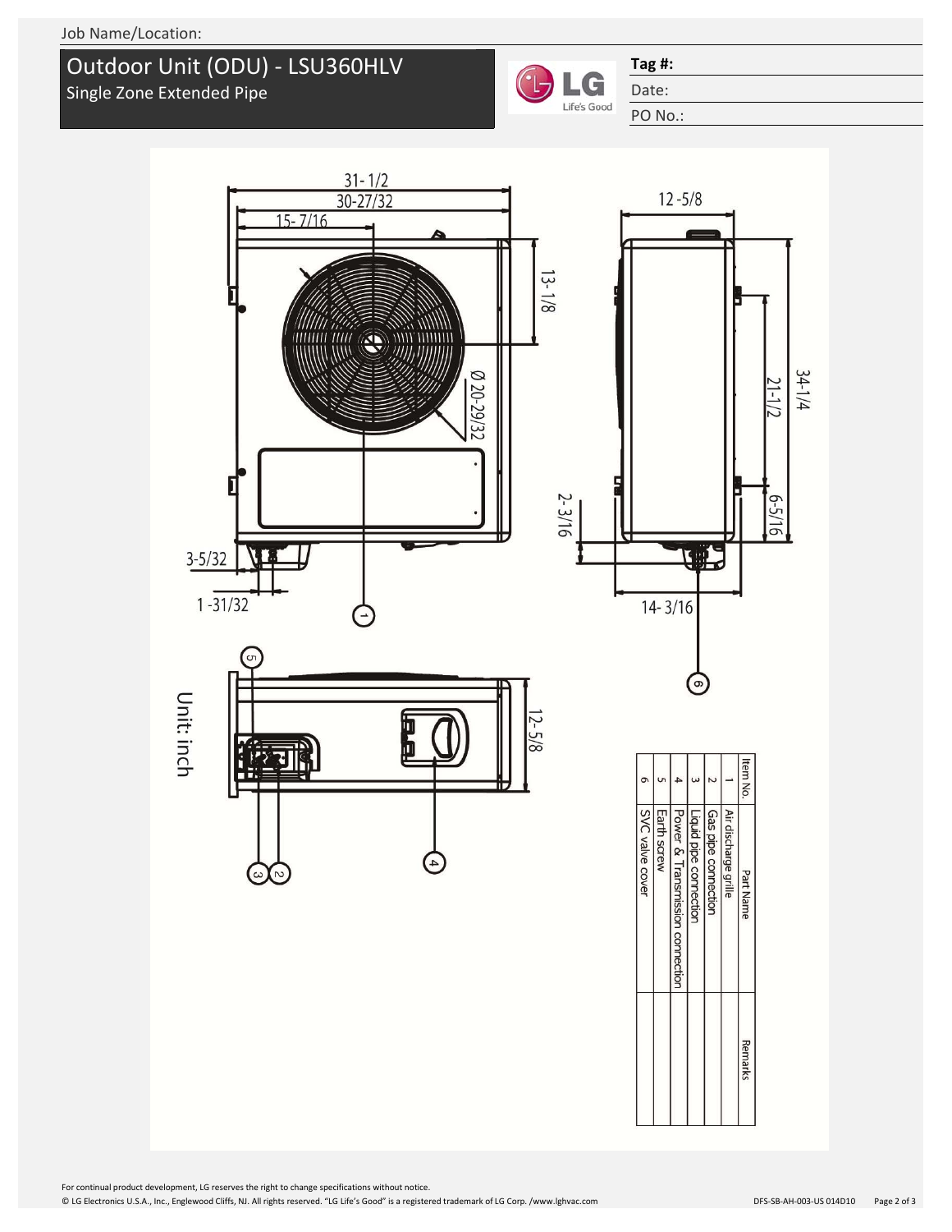Job Name/Location:

# Outdoor Unit (ODU) - LSU360HLV

Single Zone Extended Pipe

**Tag #:**

Date:

PO No.:

31-1/2

30-27/32

15-7/16

13-1/8

Ø 20-29/32

2-3/16

3-5/32

1-31/32

12-5/8

21-1/2

34-1/4

6-5/16

14-3/16

12-5/8

Unit: inch

| Item No. | Part Name | Remarks |
|---|---|---|
| 1 | Air discharge grille | |
| 2 | Gas pipe connection | |
| 3 | Liquid pipe connection | |
| 4 | Power & Transmission connection | |
| 5 | Earth screw | |
| 6 | SVC valve cover | |

For continual product development, LG reserves the right to change specifications without notice.

© LG Electronics U.S.A., Inc., Englewood Cliffs, NJ. All rights reserved. "LG Life's Good" is a registered trademark of LG Corp. /www.lghvac.com

DFS-SB-AH-003-US 014D10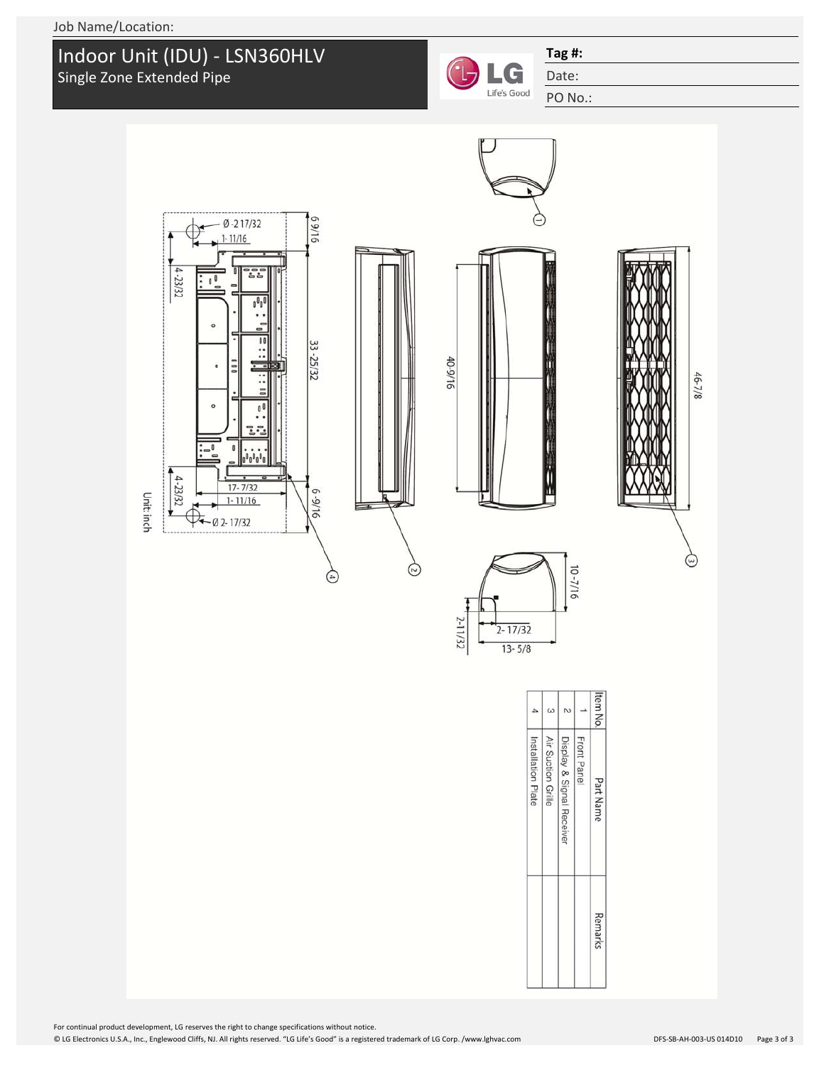Job Name/Location:

# Indoor Unit (IDU) - LSN360HLV
Single Zone Extended Pipe

**Tag #:**

Date:

PO No.:

Ø-2 17/32

1-11/16

6-9/16

4-23/32

33-25/32

40-9/16

46-7/8

4-23/32

17-7/32

1-11/16

6-9/16

Ø 2-17/32

Unit: inch

10-7/16

2-11/32

2-17/32

13-5/8

| Item No. | Part Name | Remarks |
|---|---|---|
| 1 | Front Panel | |
| 2 | Display & Signal Receiver | |
| 3 | Air Suction Grille | |
| 4 | Installation Plate | |

For continual product development, LG reserves the right to change specifications without notice.

© LG Electronics U.S.A., Inc., Englewood Cliffs, NJ. All rights reserved. "LG Life's Good" is a registered trademark of LG Corp. /www.lghvac.com

DFS-SB-AH-003-US 014D10